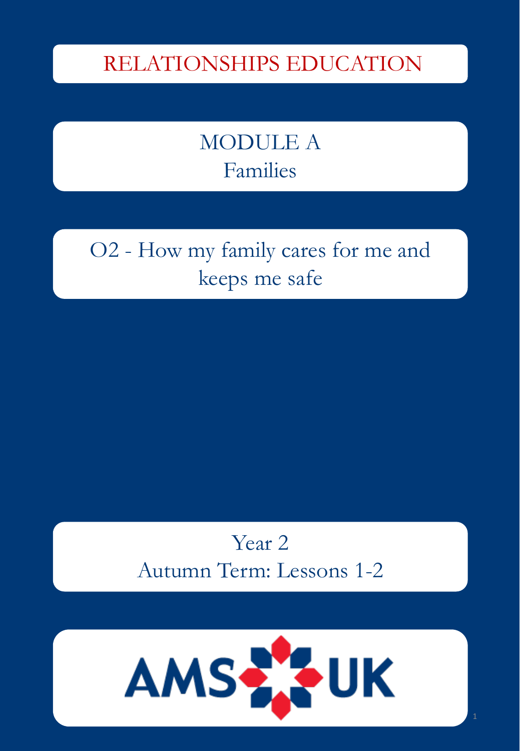# RELATIONSHIPS EDUCATION

## MODULE A
Families

## O2 - How my family cares for me and keeps me safe

Year 2
Autumn Term: Lessons 1-2

AMS UK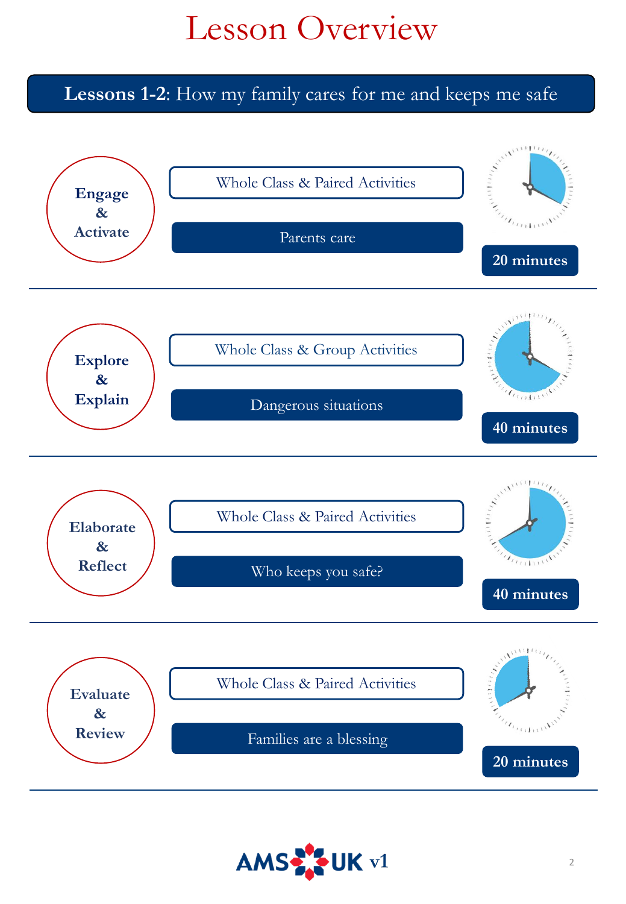# Lesson Overview

**Lessons 1-2**: How my family cares for me and keeps me safe

**Engage & Activate**

Whole Class & Paired Activities

Parents care

20 minutes

**Explore & Explain**

Whole Class & Group Activities

Dangerous situations

40 minutes

**Elaborate & Reflect**

Whole Class & Paired Activities

Who keeps you safe?

40 minutes

**Evaluate & Review**

Whole Class & Paired Activities

Families are a blessing

20 minutes

AMS UK v1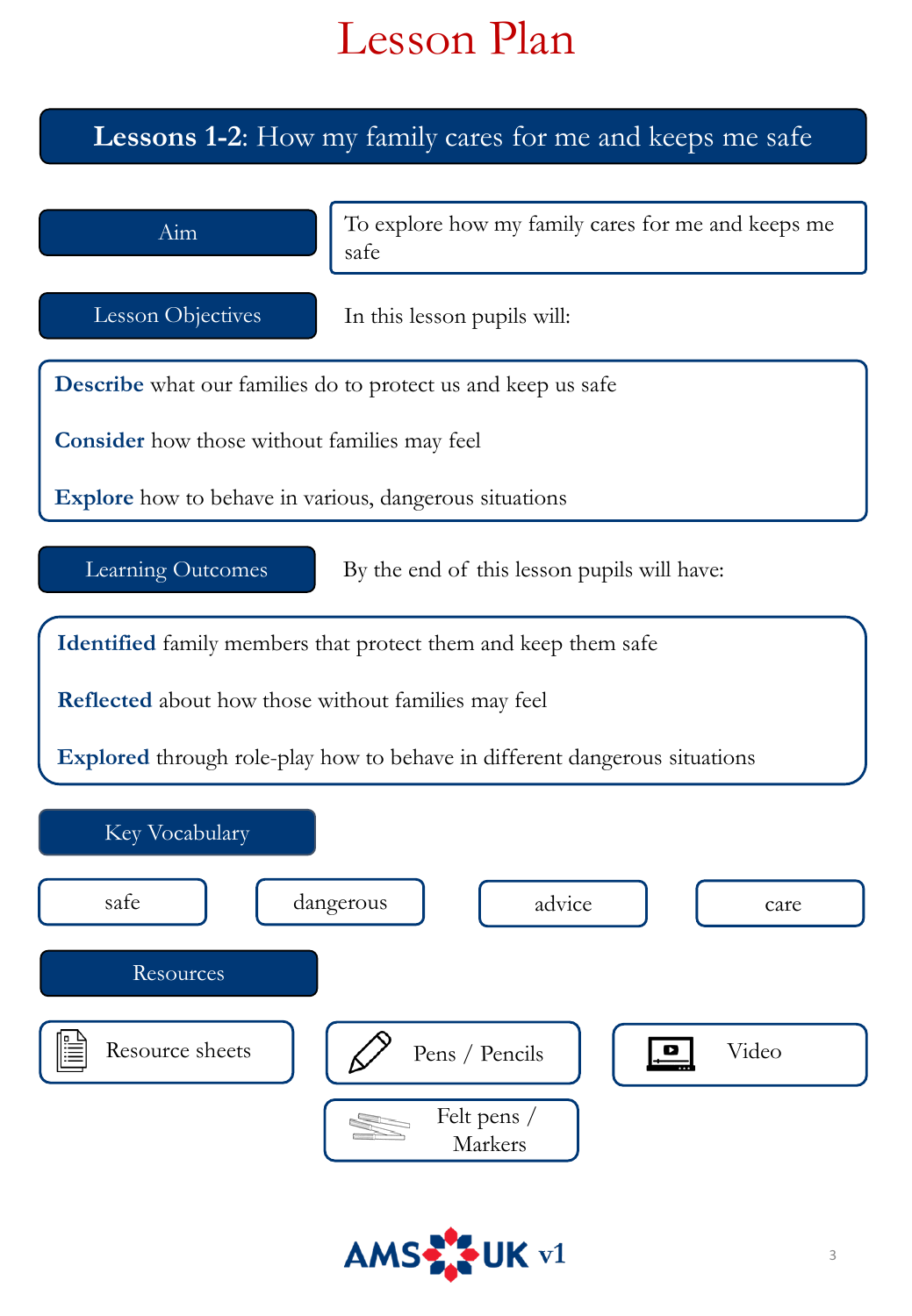# Lesson Plan

## **Lessons 1-2**: How my family cares for me and keeps me safe

**Aim**

To explore how my family cares for me and keeps me safe

**Lesson Objectives**

In this lesson pupils will:

**Describe** what our families do to protect us and keep us safe

**Consider** how those without families may feel

**Explore** how to behave in various, dangerous situations

**Learning Outcomes**

By the end of this lesson pupils will have:

**Identified** family members that protect them and keep them safe

**Reflected** about how those without families may feel

**Explored** through role-play how to behave in different dangerous situations

**Key Vocabulary**

- safe
- dangerous
- advice
- care

**Resources**

- Resource sheets
- Pens / Pencils
- Video
- Felt pens / Markers

AMS UK v1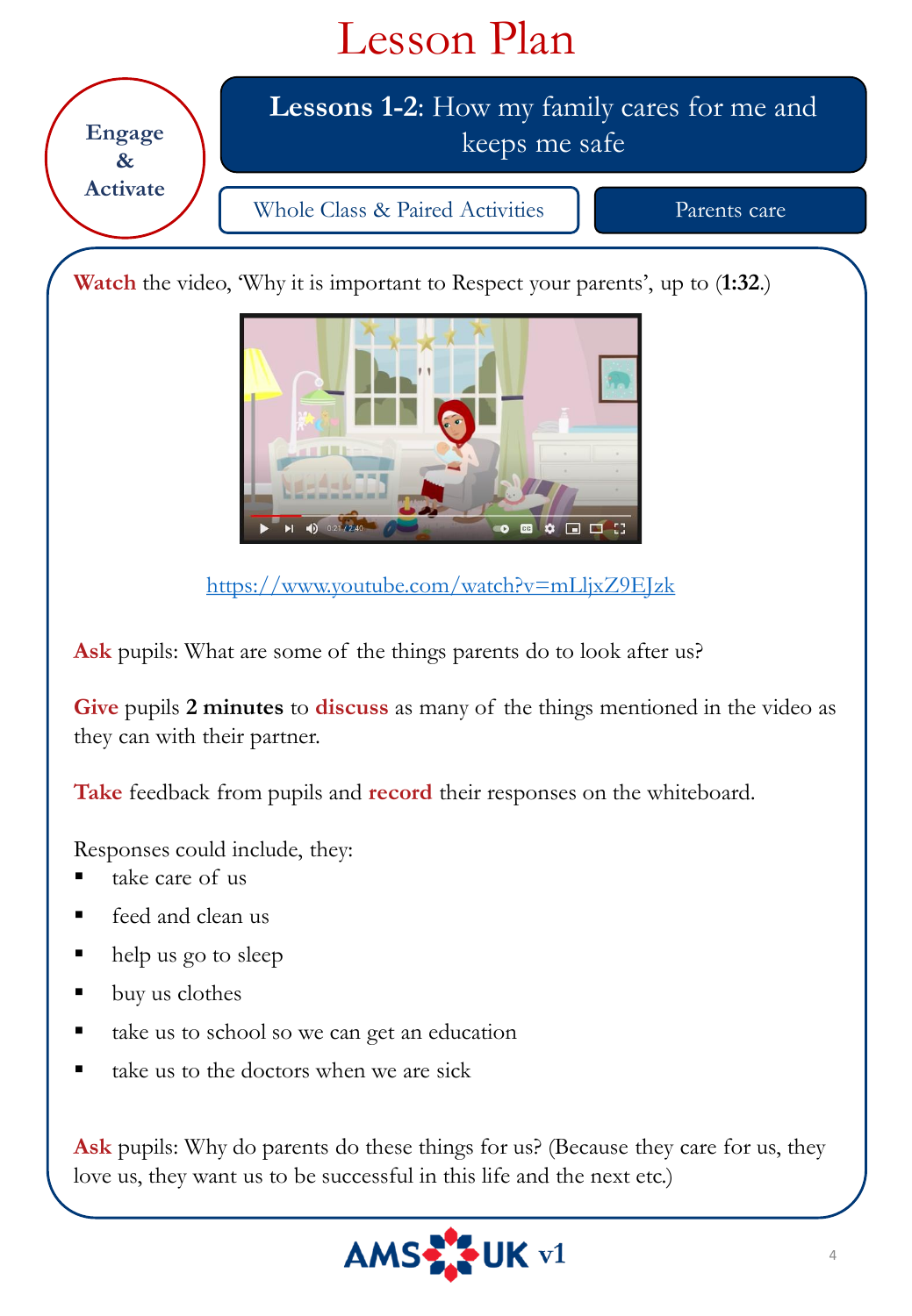# Lesson Plan

**Engage & Activate**

## **Lessons 1-2**: How my family cares for me and keeps me safe

Whole Class & Paired Activities

Parents care

**Watch** the video, 'Why it is important to Respect your parents', up to (**1:32**.)

https://www.youtube.com/watch?v=mLljxZ9EJzk

**Ask** pupils: What are some of the things parents do to look after us?

**Give** pupils **2 minutes** to **discuss** as many of the things mentioned in the video as they can with their partner.

**Take** feedback from pupils and **record** their responses on the whiteboard.

Responses could include, they:

- take care of us
- feed and clean us
- help us go to sleep
- buy us clothes
- take us to school so we can get an education
- take us to the doctors when we are sick

**Ask** pupils: Why do parents do these things for us? (Because they care for us, they love us, they want us to be successful in this life and the next etc.)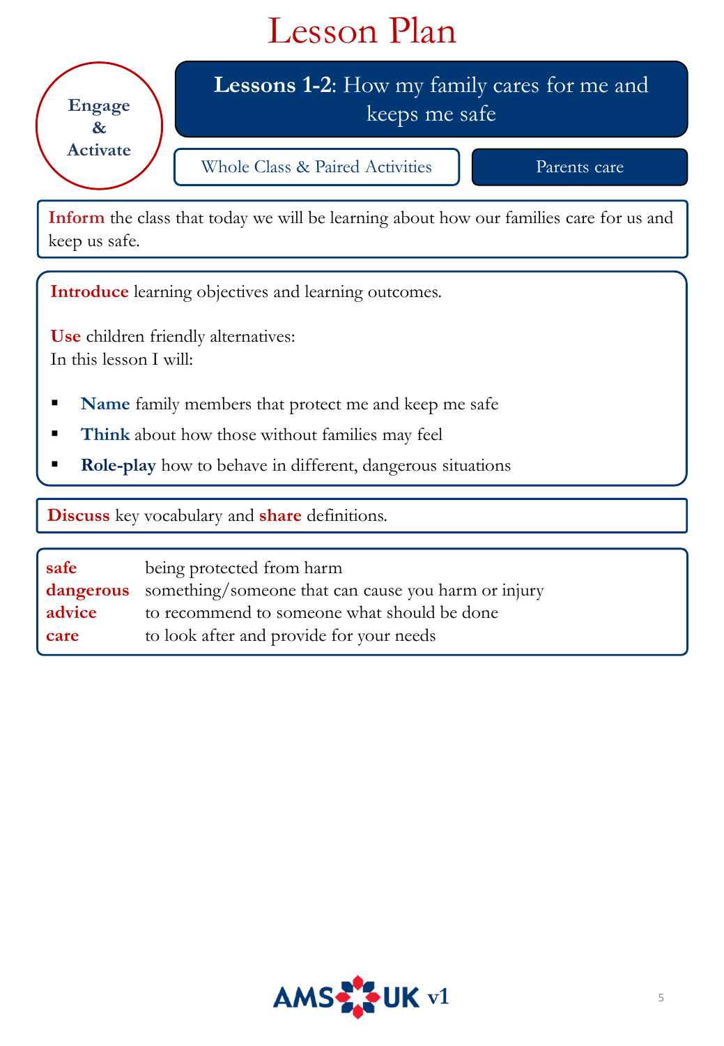# Lesson Plan

**Engage & Activate**

## **Lessons 1-2**: How my family cares for me and keeps me safe

Whole Class & Paired Activities

Parents care

**Inform** the class that today we will be learning about how our families care for us and keep us safe.

**Introduce** learning objectives and learning outcomes.

**Use** children friendly alternatives:
In this lesson I will:

- **Name** family members that protect me and keep me safe
- **Think** about how those without families may feel
- **Role-play** how to behave in different, dangerous situations

**Discuss** key vocabulary and **share** definitions.

| | |
|---|---|
| **safe** | being protected from harm |
| **dangerous** | something/someone that can cause you harm or injury |
| **advice** | to recommend to someone what should be done |
| **care** | to look after and provide for your needs |

AMS UK v1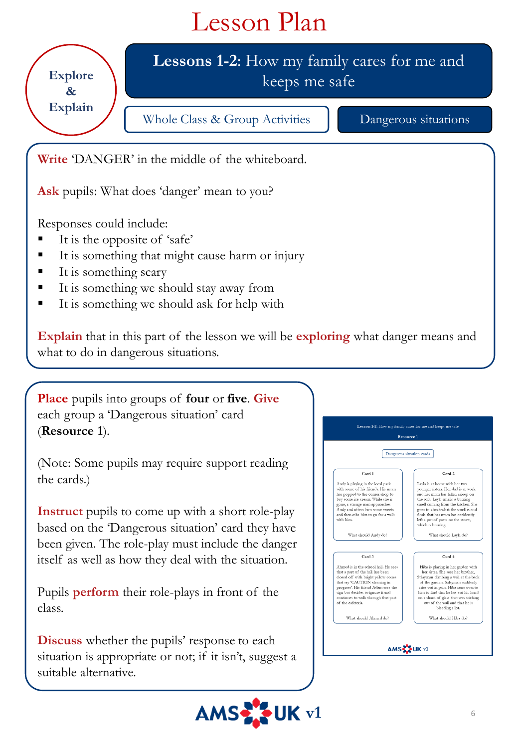# Lesson Plan

**Explore & Explain**

## **Lessons 1-2**: How my family cares for me and keeps me safe

Whole Class & Group Activities

Dangerous situations

**Write** 'DANGER' in the middle of the whiteboard.

**Ask** pupils: What does 'danger' mean to you?

Responses could include:

- It is the opposite of 'safe'
- It is something that might cause harm or injury
- It is something scary
- It is something we should stay away from
- It is something we should ask for help with

**Explain** that in this part of the lesson we will be **exploring** what danger means and what to do in dangerous situations.

**Place** pupils into groups of **four** or **five**. **Give** each group a 'Dangerous situation' card (**Resource 1**).

(Note: Some pupils may require support reading the cards.)

**Instruct** pupils to come up with a short role-play based on the 'Dangerous situation' card they have been given. The role-play must include the danger itself as well as how they deal with the situation.

Pupils **perform** their role-plays in front of the class.

**Discuss** whether the pupils' response to each situation is appropriate or not; if it isn't, suggest a suitable alternative.

Lesson 1-2: How my family cares for me and keeps me safe

Resource 1

Dangerous situation cards

**Card 1**

Andy is playing in the local park with some of his friends. His mum has popped to the corner shop to buy some ice-cream. While she is gone, a strange man approaches Andy and offers him some sweets and then asks him to go for a walk with him.

What should Andy do?

**Card 2**

Layla is at home with her two younger sisters. Her dad is at work and her mum has fallen asleep on the sofa. Layla smells a burning smell coming from the kitchen. She goes to check what the smell is and finds that her mum has accidently left a pot of pasta on the stove, which is burning.

What should Layla do?

**Card 3**

Ahmed is in the school hall. He sees that a part of the hall has been closed off with bright yellow cones that say 'CAUTION cleaning in progress'. His friend Adam sees the sign but decides to ignore it and continues to walk through that part of the cafeteria.

What should Ahmed do?

**Card 4**

Hiba is playing in her garden with her sister. She sees her brother, Sulayman climbing a wall at the back of the garden. Sulayman suddenly cries out in pain. Hiba runs over to him to find that he has cut his hand on a shard of glass that was sticking out of the wall and that he is bleeding a lot.

What should Hiba do?

AMS UK v1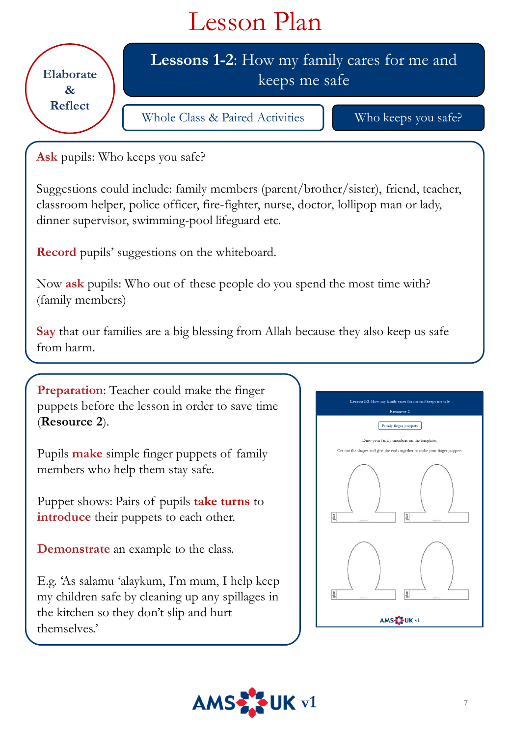# Lesson Plan

**Elaborate & Reflect**

## **Lessons 1-2**: How my family cares for me and keeps me safe

Whole Class & Paired Activities

Who keeps you safe?

**Ask** pupils: Who keeps you safe?

Suggestions could include: family members (parent/brother/sister), friend, teacher, classroom helper, police officer, fire-fighter, nurse, doctor, lollipop man or lady, dinner supervisor, swimming-pool lifeguard etc.

**Record** pupils' suggestions on the whiteboard.

Now **ask** pupils: Who out of these people do you spend the most time with? (family members)

**Say** that our families are a big blessing from Allah because they also keep us safe from harm.

**Preparation**: Teacher could make the finger puppets before the lesson in order to save time (**Resource 2**).

Pupils **make** simple finger puppets of family members who help them stay safe.

Puppet shows: Pairs of pupils **take turns** to **introduce** their puppets to each other.

**Demonstrate** an example to the class.

E.g. 'As salamu 'alaykum, I'm mum, I help keep my children safe by cleaning up any spillages in the kitchen so they don't slip and hurt themselves.'

Lesson 1-2: How my family cares for me and keeps me safe

Resource 2

Family finger puppets

Draw your family members on the templates.

Cut out the shapes and glue the ends together to make your finger puppets.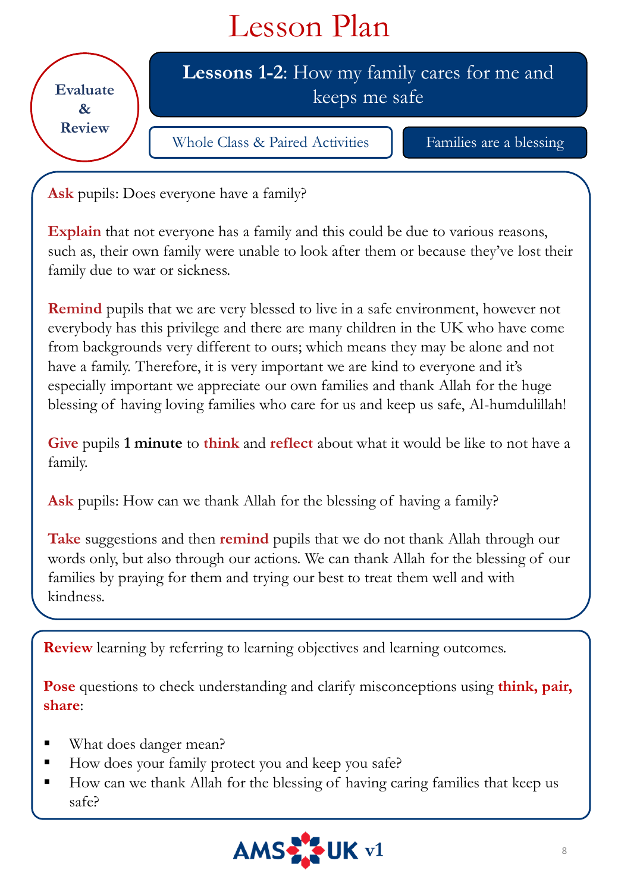# Lesson Plan

**Evaluate & Review**

## **Lessons 1-2**: How my family cares for me and keeps me safe

Whole Class & Paired Activities

Families are a blessing

**Ask** pupils: Does everyone have a family?

**Explain** that not everyone has a family and this could be due to various reasons, such as, their own family were unable to look after them or because they've lost their family due to war or sickness.

**Remind** pupils that we are very blessed to live in a safe environment, however not everybody has this privilege and there are many children in the UK who have come from backgrounds very different to ours; which means they may be alone and not have a family. Therefore, it is very important we are kind to everyone and it's especially important we appreciate our own families and thank Allah for the huge blessing of having loving families who care for us and keep us safe, Al-humdulillah!

**Give** pupils **1 minute** to **think** and **reflect** about what it would be like to not have a family.

**Ask** pupils: How can we thank Allah for the blessing of having a family?

**Take** suggestions and then **remind** pupils that we do not thank Allah through our words only, but also through our actions. We can thank Allah for the blessing of our families by praying for them and trying our best to treat them well and with kindness.

**Review** learning by referring to learning objectives and learning outcomes.

**Pose** questions to check understanding and clarify misconceptions using **think, pair, share**:

- What does danger mean?
- How does your family protect you and keep you safe?
- How can we thank Allah for the blessing of having caring families that keep us safe?

AMS UK v1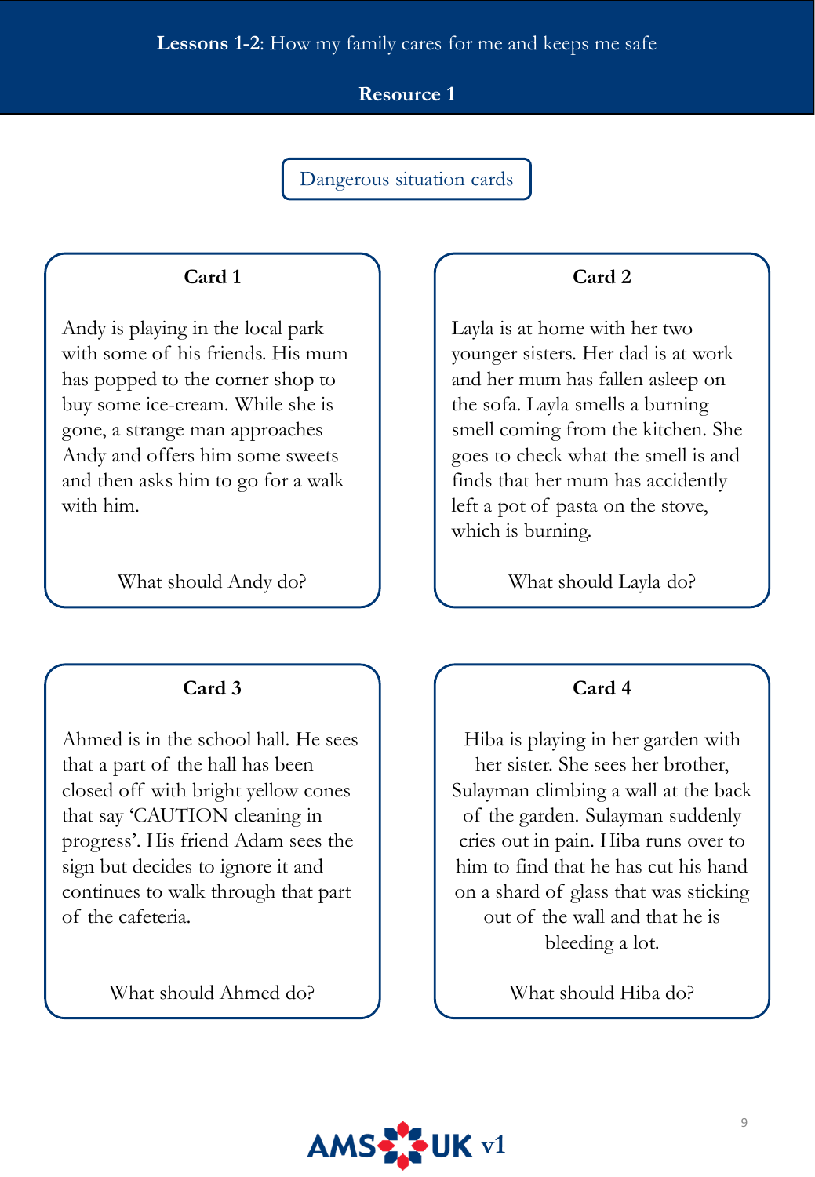**Lessons 1-2**: How my family cares for me and keeps me safe

**Resource 1**

## Dangerous situation cards

### Card 1

Andy is playing in the local park with some of his friends. His mum has popped to the corner shop to buy some ice-cream. While she is gone, a strange man approaches Andy and offers him some sweets and then asks him to go for a walk with him.

What should Andy do?

### Card 2

Layla is at home with her two younger sisters. Her dad is at work and her mum has fallen asleep on the sofa. Layla smells a burning smell coming from the kitchen. She goes to check what the smell is and finds that her mum has accidently left a pot of pasta on the stove, which is burning.

What should Layla do?

### Card 3

Ahmed is in the school hall. He sees that a part of the hall has been closed off with bright yellow cones that say 'CAUTION cleaning in progress'. His friend Adam sees the sign but decides to ignore it and continues to walk through that part of the cafeteria.

What should Ahmed do?

### Card 4

Hiba is playing in her garden with her sister. She sees her brother, Sulayman climbing a wall at the back of the garden. Sulayman suddenly cries out in pain. Hiba runs over to him to find that he has cut his hand on a shard of glass that was sticking out of the wall and that he is bleeding a lot.

What should Hiba do?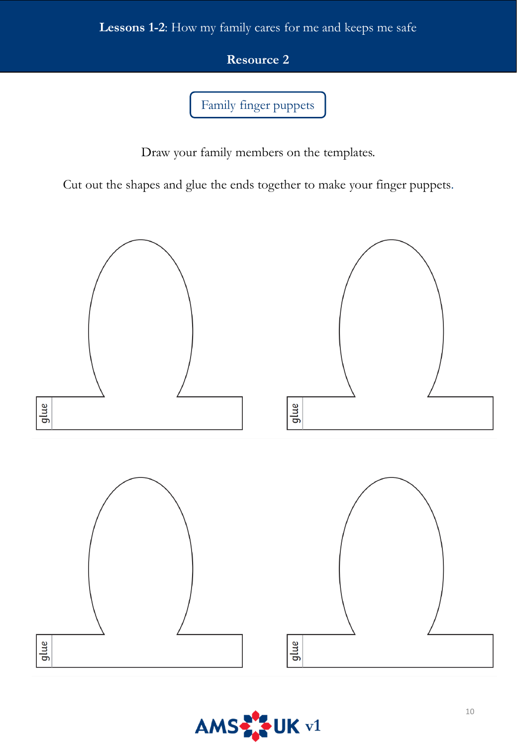**Lessons 1-2**: How my family cares for me and keeps me safe

**Resource 2**

## Family finger puppets

Draw your family members on the templates.

Cut out the shapes and glue the ends together to make your finger puppets.

glue

glue

glue

glue

AMS UK v1